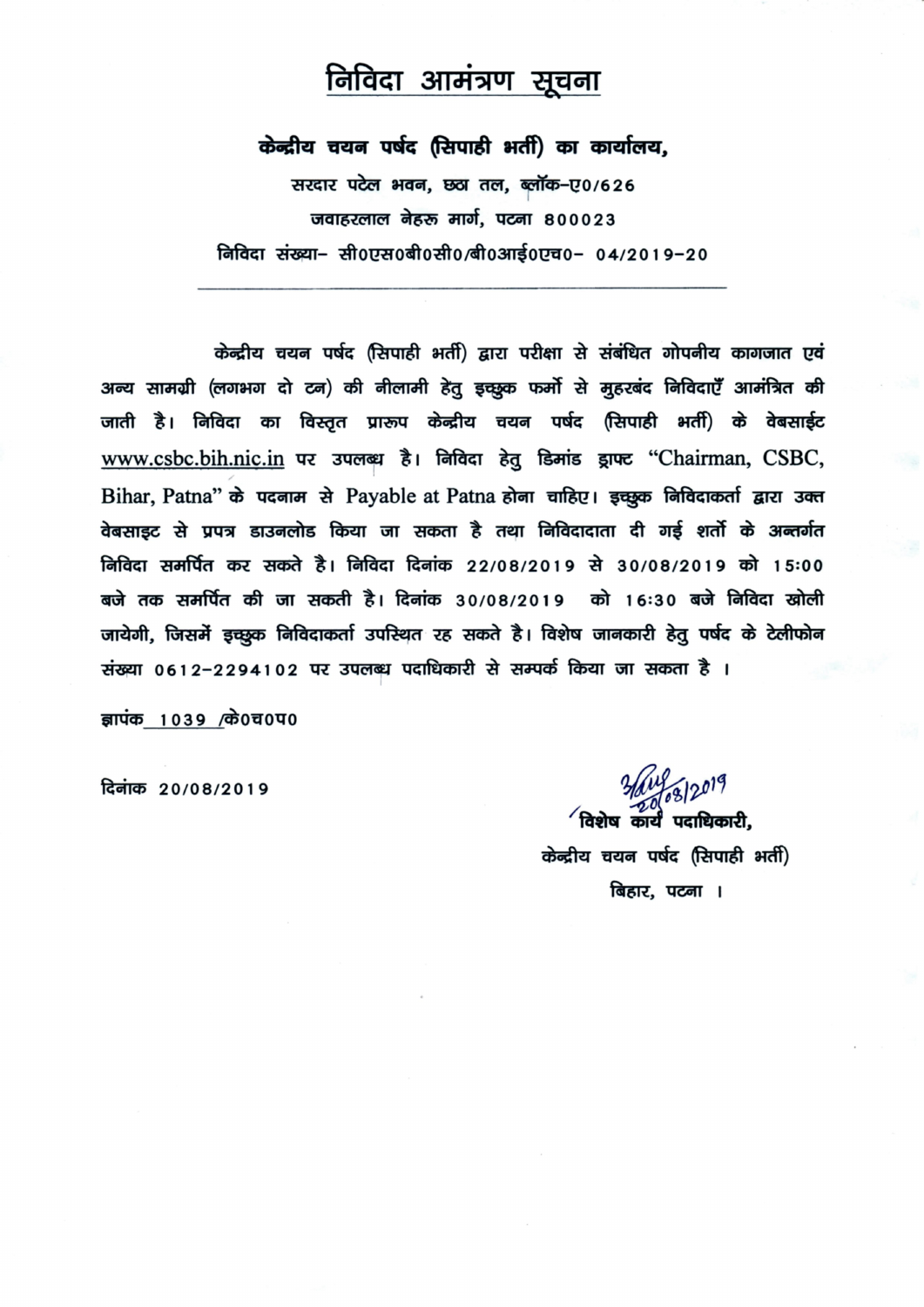# निविदा आमंत्रण सूचना

**केन्द्रीय चयन पर्षद (सिपाही भर्ती) का कार्यालय,**

सरदार पटेल भवन, छठा तल, ब्लॉक-ए0/626

जवाहरलाल नेहरू मार्ग, पटना 800023

निविदा संख्या- सी0एस0बी0सी0/बी0आई0एच0- 04/2019-20

---

केन्द्रीय चयन पर्षद (सिपाही भर्ती) द्वारा परीक्षा से संबंधित गोपनीय कागजात एवं अन्य सामग्री (लगभग दो टन) की नीलामी हेतु इच्छुक फर्मो से मुहरबंद निविदाएँ आमंत्रित की जाती है। निविदा का विस्तृत प्रारूप केन्द्रीय चयन पर्षद (सिपाही भर्ती) के वेबसाईट www.csbc.bih.nic.in पर उपलब्ध है। निविदा हेतु डिमांड ड्राफ्ट "Chairman, CSBC, Bihar, Patna" के पदनाम से Payable at Patna होना चाहिए। इच्छुक निविदाकर्ता द्वारा उक्त वेबसाइट से प्रपत्र डाउनलोड किया जा सकता है तथा निविदादाता दी गई शर्तो के अन्तर्गत निविदा समर्पित कर सकते है। निविदा दिनांक 22/08/2019 से 30/08/2019 को 15:00 बजे तक समर्पित की जा सकती है। दिनांक 30/08/2019 को 16:30 बजे निविदा खोली जायेगी, जिसमें इच्छुक निविदाकर्ता उपस्थित रह सकते है। विशेष जानकारी हेतु पर्षद के टेलीफोन संख्या 0612-2294102 पर उपलब्ध पदाधिकारी से सम्पर्क किया जा सकता है ।

ज्ञापंक 1039 /के0च0प0

दिनांक 20/08/2019

20/08/2019

विशेष कार्य पदाधिकारी,
केन्द्रीय चयन पर्षद (सिपाही भर्ती)
बिहार, पटना ।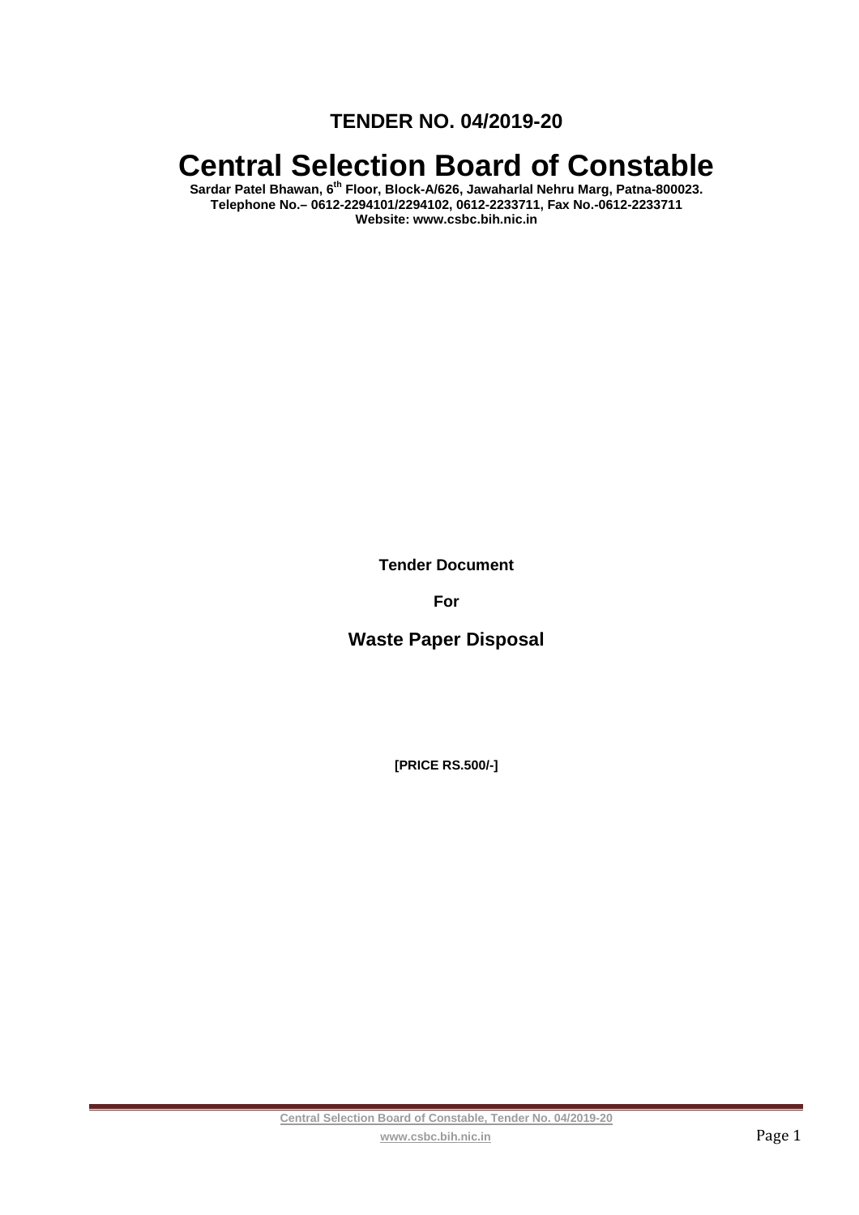# TENDER NO. 04/2019-20

# Central Selection Board of Constable

**Sardar Patel Bhawan, 6th Floor, Block-A/626, Jawaharlal Nehru Marg, Patna-800023.**
**Telephone No.– 0612-2294101/2294102, 0612-2233711, Fax No.-0612-2233711**
**Website: www.csbc.bih.nic.in**

**Tender Document**

**For**

## Waste Paper Disposal

**[PRICE RS.500/-]**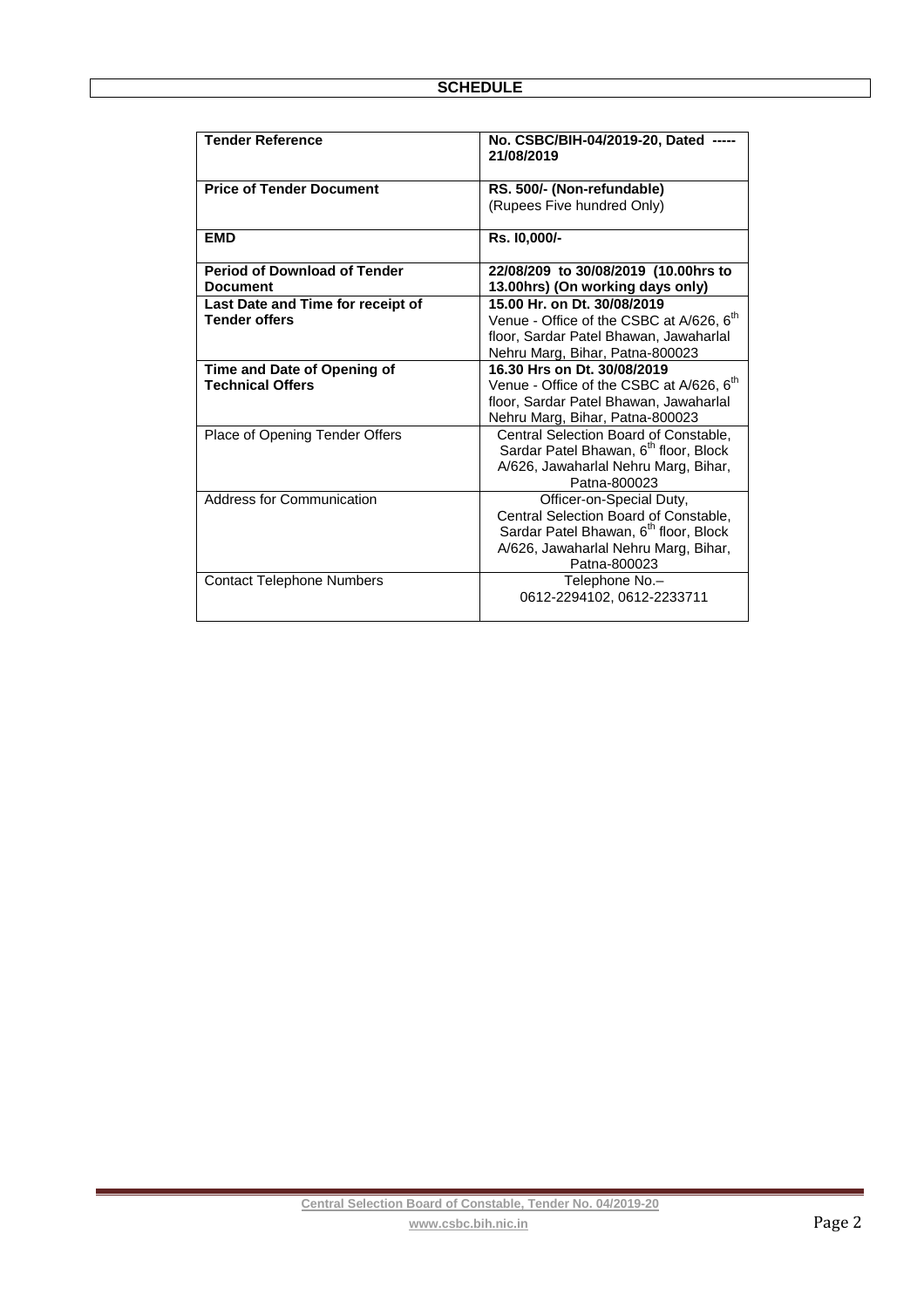# SCHEDULE

| | |
|---|---|
| **Tender Reference** | **No. CSBC/BIH-04/2019-20, Dated ----- 21/08/2019** |
| **Price of Tender Document** | **RS. 500/- (Non-refundable)** (Rupees Five hundred Only) |
| **EMD** | **Rs. I0,000/-** |
| **Period of Download of Tender Document** | **22/08/209 to 30/08/2019 (10.00hrs to 13.00hrs) (On working days only)** |
| **Last Date and Time for receipt of Tender offers** | **15.00 Hr. on Dt. 30/08/2019** Venue - Office of the CSBC at A/626, 6th floor, Sardar Patel Bhawan, Jawaharlal Nehru Marg, Bihar, Patna-800023 |
| **Time and Date of Opening of Technical Offers** | **16.30 Hrs on Dt. 30/08/2019** Venue - Office of the CSBC at A/626, 6th floor, Sardar Patel Bhawan, Jawaharlal Nehru Marg, Bihar, Patna-800023 |
| Place of Opening Tender Offers | Central Selection Board of Constable, Sardar Patel Bhawan, 6th floor, Block A/626, Jawaharlal Nehru Marg, Bihar, Patna-800023 |
| Address for Communication | Officer-on-Special Duty, Central Selection Board of Constable, Sardar Patel Bhawan, 6th floor, Block A/626, Jawaharlal Nehru Marg, Bihar, Patna-800023 |
| Contact Telephone Numbers | Telephone No.– 0612-2294102, 0612-2233711 |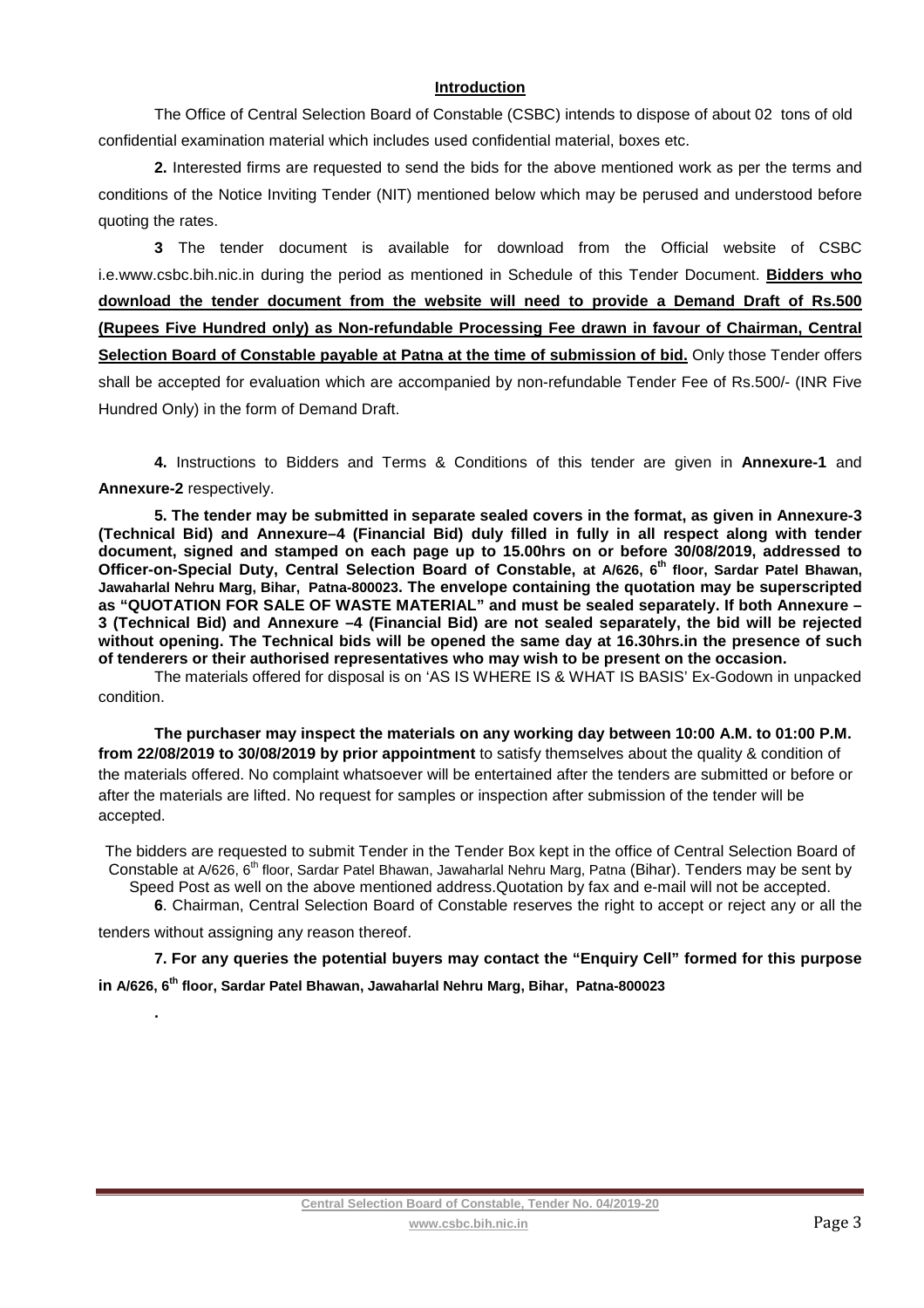## Introduction

The Office of Central Selection Board of Constable (CSBC) intends to dispose of about 02 tons of old confidential examination material which includes used confidential material, boxes etc.

**2.** Interested firms are requested to send the bids for the above mentioned work as per the terms and conditions of the Notice Inviting Tender (NIT) mentioned below which may be perused and understood before quoting the rates.

**3** The tender document is available for download from the Official website of CSBC i.e.www.csbc.bih.nic.in during the period as mentioned in Schedule of this Tender Document. **Bidders who download the tender document from the website will need to provide a Demand Draft of Rs.500 (Rupees Five Hundred only) as Non-refundable Processing Fee drawn in favour of Chairman, Central Selection Board of Constable payable at Patna at the time of submission of bid.** Only those Tender offers shall be accepted for evaluation which are accompanied by non-refundable Tender Fee of Rs.500/- (INR Five Hundred Only) in the form of Demand Draft.

**4.** Instructions to Bidders and Terms & Conditions of this tender are given in **Annexure-1** and **Annexure-2** respectively.

**5. The tender may be submitted in separate sealed covers in the format, as given in Annexure-3 (Technical Bid) and Annexure–4 (Financial Bid) duly filled in fully in all respect along with tender document, signed and stamped on each page up to 15.00hrs on or before 30/08/2019, addressed to Officer-on-Special Duty, Central Selection Board of Constable, at A/626, 6th floor, Sardar Patel Bhawan, Jawaharlal Nehru Marg, Bihar, Patna-800023. The envelope containing the quotation may be superscripted as "QUOTATION FOR SALE OF WASTE MATERIAL" and must be sealed separately. If both Annexure – 3 (Technical Bid) and Annexure –4 (Financial Bid) are not sealed separately, the bid will be rejected without opening. The Technical bids will be opened the same day at 16.30hrs.in the presence of such of tenderers or their authorised representatives who may wish to be present on the occasion.**

The materials offered for disposal is on 'AS IS WHERE IS & WHAT IS BASIS' Ex-Godown in unpacked condition.

**The purchaser may inspect the materials on any working day between 10:00 A.M. to 01:00 P.M. from 22/08/2019 to 30/08/2019 by prior appointment** to satisfy themselves about the quality & condition of the materials offered. No complaint whatsoever will be entertained after the tenders are submitted or before or after the materials are lifted. No request for samples or inspection after submission of the tender will be accepted.

The bidders are requested to submit Tender in the Tender Box kept in the office of Central Selection Board of Constable at A/626, 6th floor, Sardar Patel Bhawan, Jawaharlal Nehru Marg, Patna (Bihar). Tenders may be sent by Speed Post as well on the above mentioned address.Quotation by fax and e-mail will not be accepted.

**6**. Chairman, Central Selection Board of Constable reserves the right to accept or reject any or all the tenders without assigning any reason thereof.

**7. For any queries the potential buyers may contact the "Enquiry Cell" formed for this purpose in A/626, 6th floor, Sardar Patel Bhawan, Jawaharlal Nehru Marg, Bihar, Patna-800023**

.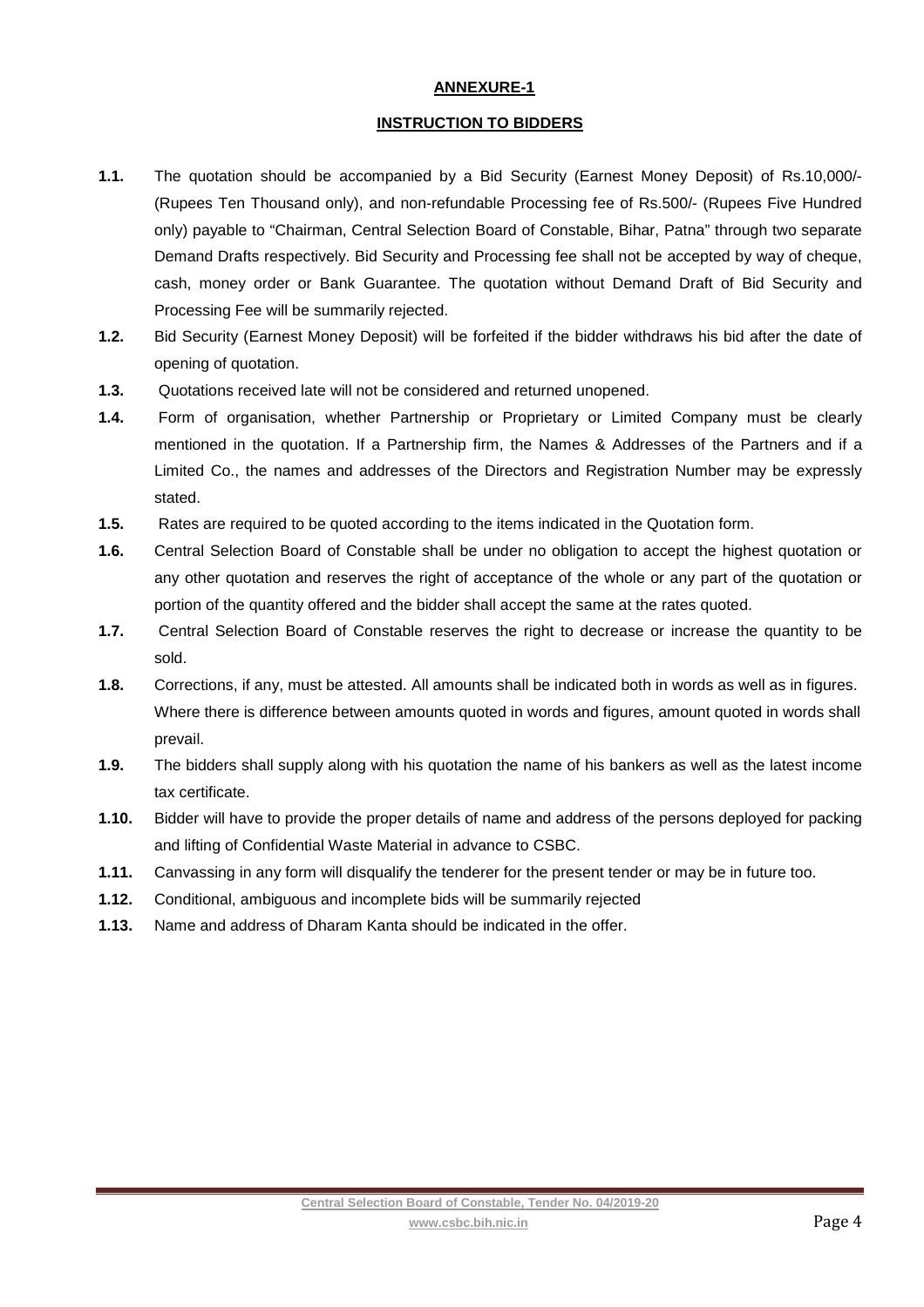## ANNEXURE-1

## INSTRUCTION TO BIDDERS

**1.1.** The quotation should be accompanied by a Bid Security (Earnest Money Deposit) of Rs.10,000/- (Rupees Ten Thousand only), and non-refundable Processing fee of Rs.500/- (Rupees Five Hundred only) payable to "Chairman, Central Selection Board of Constable, Bihar, Patna" through two separate Demand Drafts respectively. Bid Security and Processing fee shall not be accepted by way of cheque, cash, money order or Bank Guarantee. The quotation without Demand Draft of Bid Security and Processing Fee will be summarily rejected.

**1.2.** Bid Security (Earnest Money Deposit) will be forfeited if the bidder withdraws his bid after the date of opening of quotation.

**1.3.** Quotations received late will not be considered and returned unopened.

**1.4.** Form of organisation, whether Partnership or Proprietary or Limited Company must be clearly mentioned in the quotation. If a Partnership firm, the Names & Addresses of the Partners and if a Limited Co., the names and addresses of the Directors and Registration Number may be expressly stated.

**1.5.** Rates are required to be quoted according to the items indicated in the Quotation form.

**1.6.** Central Selection Board of Constable shall be under no obligation to accept the highest quotation or any other quotation and reserves the right of acceptance of the whole or any part of the quotation or portion of the quantity offered and the bidder shall accept the same at the rates quoted.

**1.7.** Central Selection Board of Constable reserves the right to decrease or increase the quantity to be sold.

**1.8.** Corrections, if any, must be attested. All amounts shall be indicated both in words as well as in figures. Where there is difference between amounts quoted in words and figures, amount quoted in words shall prevail.

**1.9.** The bidders shall supply along with his quotation the name of his bankers as well as the latest income tax certificate.

**1.10.** Bidder will have to provide the proper details of name and address of the persons deployed for packing and lifting of Confidential Waste Material in advance to CSBC.

**1.11.** Canvassing in any form will disqualify the tenderer for the present tender or may be in future too.

**1.12.** Conditional, ambiguous and incomplete bids will be summarily rejected

**1.13.** Name and address of Dharam Kanta should be indicated in the offer.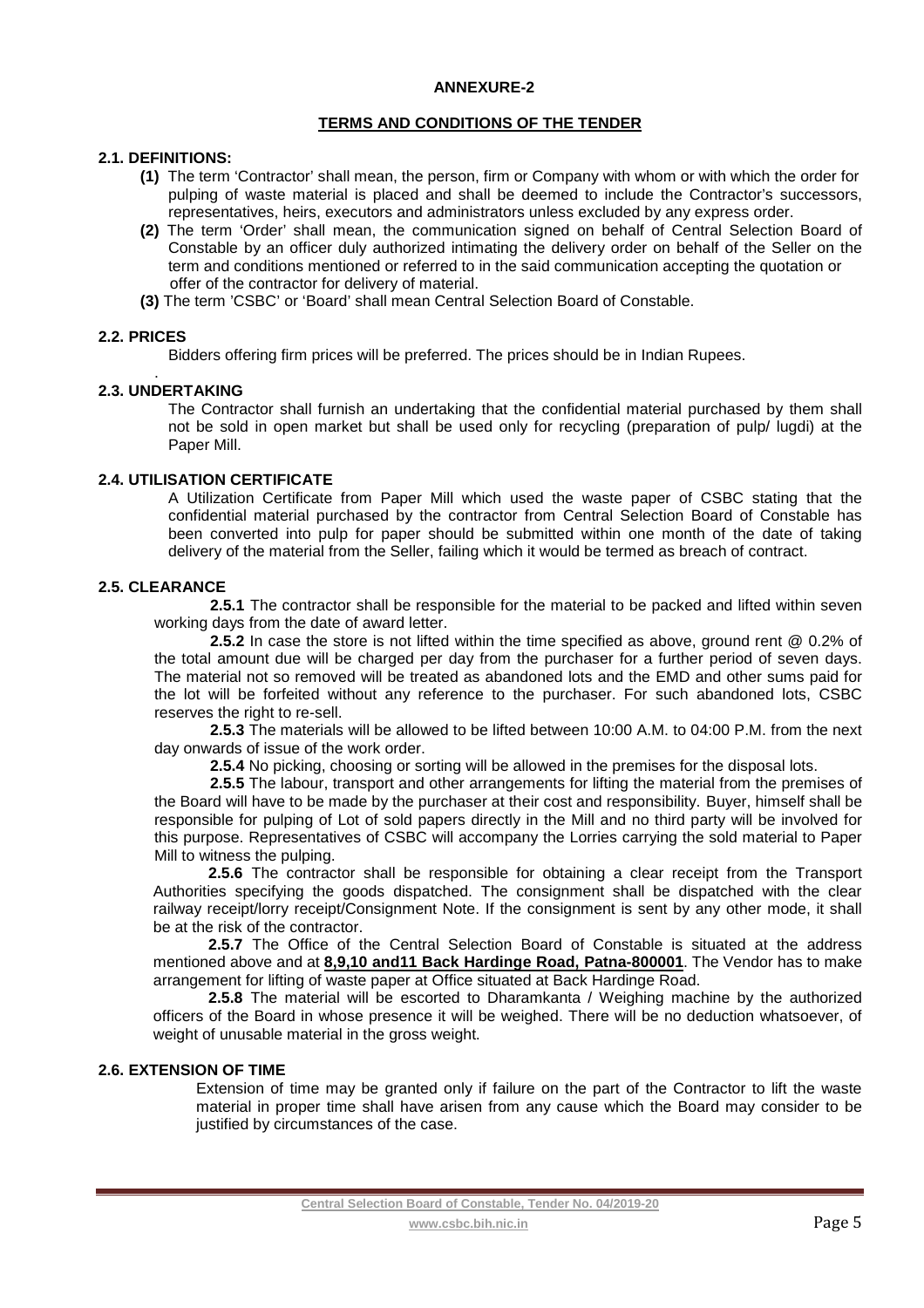## ANNEXURE-2

## TERMS AND CONDITIONS OF THE TENDER

### 2.1. DEFINITIONS:

- **(1)** The term 'Contractor' shall mean, the person, firm or Company with whom or with which the order for pulping of waste material is placed and shall be deemed to include the Contractor's successors, representatives, heirs, executors and administrators unless excluded by any express order.
- **(2)** The term 'Order' shall mean, the communication signed on behalf of Central Selection Board of Constable by an officer duly authorized intimating the delivery order on behalf of the Seller on the term and conditions mentioned or referred to in the said communication accepting the quotation or offer of the contractor for delivery of material.
- **(3)** The term 'CSBC' or 'Board' shall mean Central Selection Board of Constable.

### 2.2. PRICES

Bidders offering firm prices will be preferred. The prices should be in Indian Rupees.

### 2.3. UNDERTAKING

The Contractor shall furnish an undertaking that the confidential material purchased by them shall not be sold in open market but shall be used only for recycling (preparation of pulp/ lugdi) at the Paper Mill.

### 2.4. UTILISATION CERTIFICATE

A Utilization Certificate from Paper Mill which used the waste paper of CSBC stating that the confidential material purchased by the contractor from Central Selection Board of Constable has been converted into pulp for paper should be submitted within one month of the date of taking delivery of the material from the Seller, failing which it would be termed as breach of contract.

### 2.5. CLEARANCE

**2.5.1** The contractor shall be responsible for the material to be packed and lifted within seven working days from the date of award letter.

**2.5.2** In case the store is not lifted within the time specified as above, ground rent @ 0.2% of the total amount due will be charged per day from the purchaser for a further period of seven days. The material not so removed will be treated as abandoned lots and the EMD and other sums paid for the lot will be forfeited without any reference to the purchaser. For such abandoned lots, CSBC reserves the right to re-sell.

**2.5.3** The materials will be allowed to be lifted between 10:00 A.M. to 04:00 P.M. from the next day onwards of issue of the work order.

**2.5.4** No picking, choosing or sorting will be allowed in the premises for the disposal lots.

**2.5.5** The labour, transport and other arrangements for lifting the material from the premises of the Board will have to be made by the purchaser at their cost and responsibility. Buyer, himself shall be responsible for pulping of Lot of sold papers directly in the Mill and no third party will be involved for this purpose. Representatives of CSBC will accompany the Lorries carrying the sold material to Paper Mill to witness the pulping.

**2.5.6** The contractor shall be responsible for obtaining a clear receipt from the Transport Authorities specifying the goods dispatched. The consignment shall be dispatched with the clear railway receipt/lorry receipt/Consignment Note. If the consignment is sent by any other mode, it shall be at the risk of the contractor.

**2.5.7** The Office of the Central Selection Board of Constable is situated at the address mentioned above and at **8,9,10 and11 Back Hardinge Road, Patna-800001**. The Vendor has to make arrangement for lifting of waste paper at Office situated at Back Hardinge Road.

**2.5.8** The material will be escorted to Dharamkanta / Weighing machine by the authorized officers of the Board in whose presence it will be weighed. There will be no deduction whatsoever, of weight of unusable material in the gross weight.

### 2.6. EXTENSION OF TIME

Extension of time may be granted only if failure on the part of the Contractor to lift the waste material in proper time shall have arisen from any cause which the Board may consider to be justified by circumstances of the case.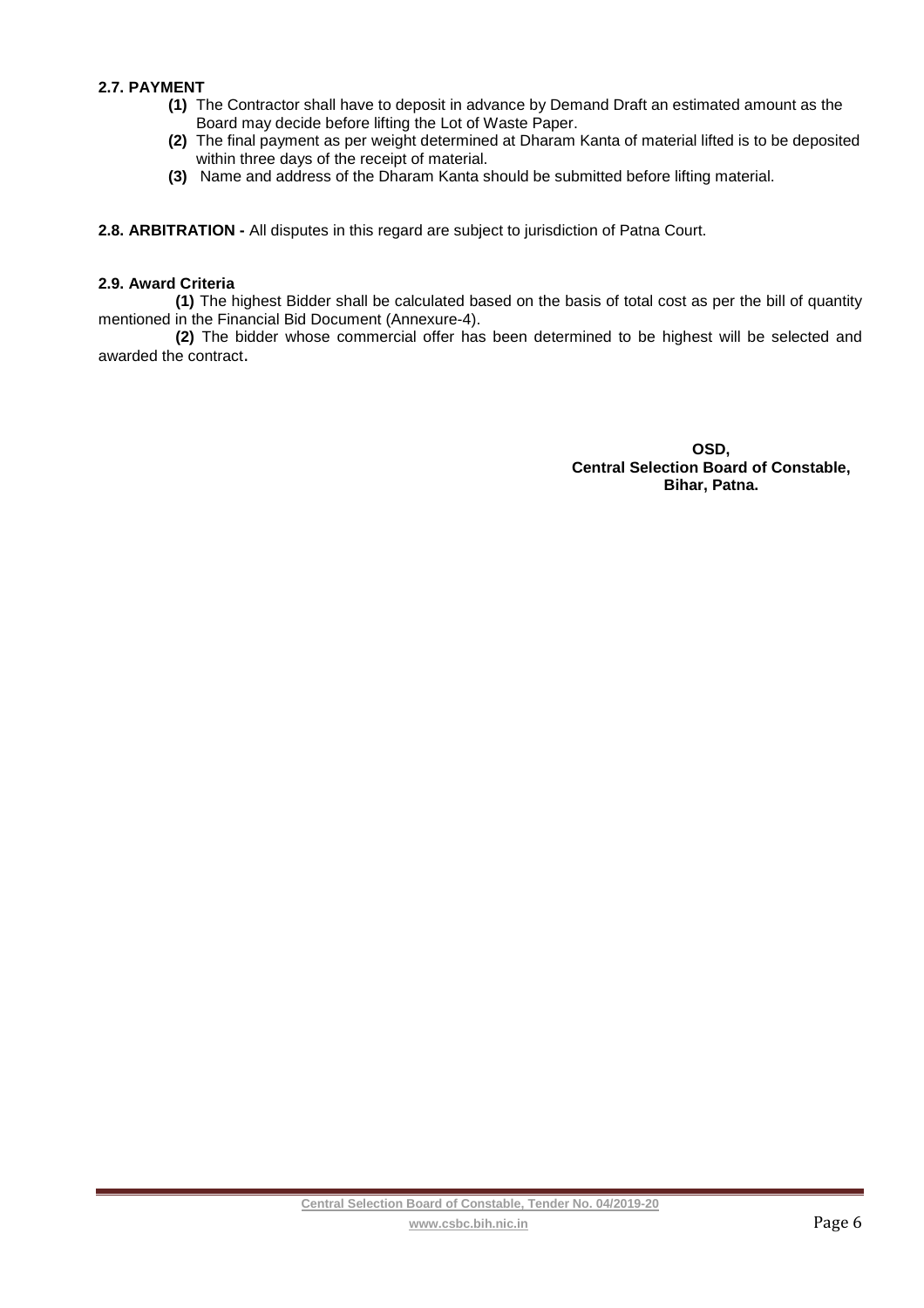**2.7. PAYMENT**

- **(1)** The Contractor shall have to deposit in advance by Demand Draft an estimated amount as the Board may decide before lifting the Lot of Waste Paper.
- **(2)** The final payment as per weight determined at Dharam Kanta of material lifted is to be deposited within three days of the receipt of material.
- **(3)** Name and address of the Dharam Kanta should be submitted before lifting material.

**2.8. ARBITRATION -** All disputes in this regard are subject to jurisdiction of Patna Court.

**2.9. Award Criteria**

**(1)** The highest Bidder shall be calculated based on the basis of total cost as per the bill of quantity mentioned in the Financial Bid Document (Annexure-4).

**(2)** The bidder whose commercial offer has been determined to be highest will be selected and awarded the contract.

**OSD,**
**Central Selection Board of Constable,**
**Bihar, Patna.**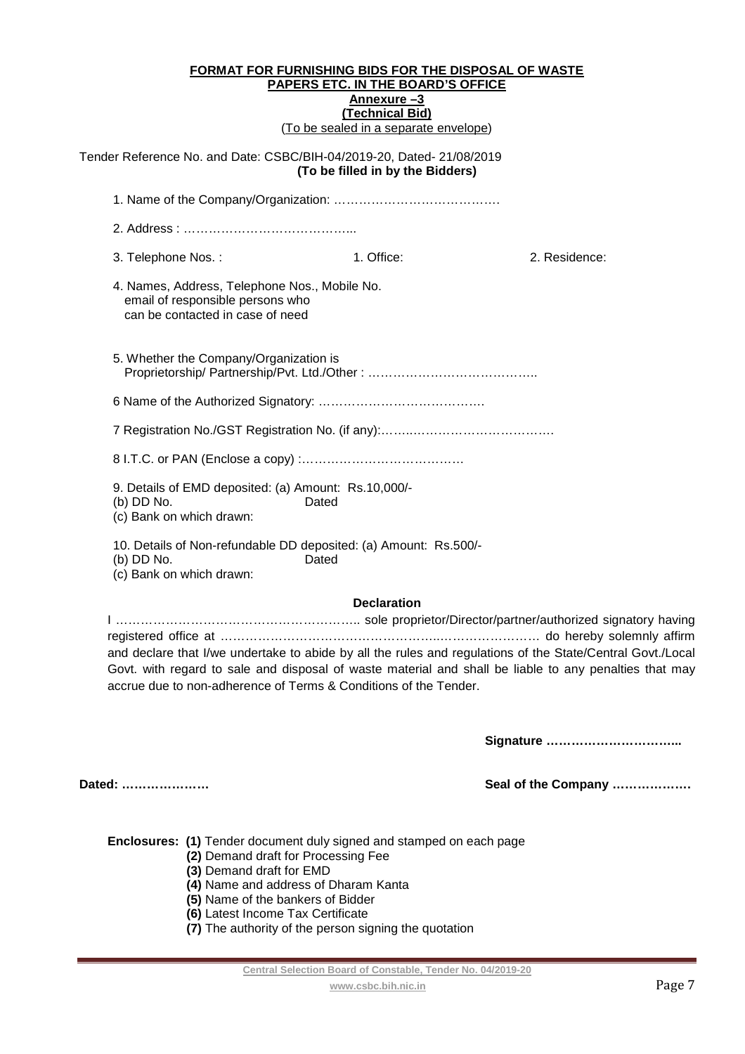**FORMAT FOR FURNISHING BIDS FOR THE DISPOSAL OF WASTE PAPERS ETC. IN THE BOARD'S OFFICE**

**Annexure –3**

**(Technical Bid)**

(To be sealed in a separate envelope)

Tender Reference No. and Date: CSBC/BIH-04/2019-20, Dated- 21/08/2019
**(To be filled in by the Bidders)**

1. Name of the Company/Organization: ………………………………….

2. Address : …………………………………..

3. Telephone Nos. : 1. Office: 2. Residence:

4. Names, Address, Telephone Nos., Mobile No. email of responsible persons who can be contacted in case of need

5. Whether the Company/Organization is Proprietorship/ Partnership/Pvt. Ltd./Other : …………………………………..

6 Name of the Authorized Signatory: ………………………………….

7 Registration No./GST Registration No. (if any):……..……………………………….

8 I.T.C. or PAN (Enclose a copy) :…………………………………

9. Details of EMD deposited: (a) Amount: Rs.10,000/-
(b) DD No. Dated
(c) Bank on which drawn:

10. Details of Non-refundable DD deposited: (a) Amount: Rs.500/-
(b) DD No. Dated
(c) Bank on which drawn:

**Declaration**

I ………………………………………………….. sole proprietor/Director/partner/authorized signatory having registered office at ……………………………………………...…………………… do hereby solemnly affirm and declare that I/we undertake to abide by all the rules and regulations of the State/Central Govt./Local Govt. with regard to sale and disposal of waste material and shall be liable to any penalties that may accrue due to non-adherence of Terms & Conditions of the Tender.

**Signature …………………………..**

**Dated: …………………** **Seal of the Company ………………**

**Enclosures:** **(1)** Tender document duly signed and stamped on each page
**(2)** Demand draft for Processing Fee
**(3)** Demand draft for EMD
**(4)** Name and address of Dharam Kanta
**(5)** Name of the bankers of Bidder
**(6)** Latest Income Tax Certificate
**(7)** The authority of the person signing the quotation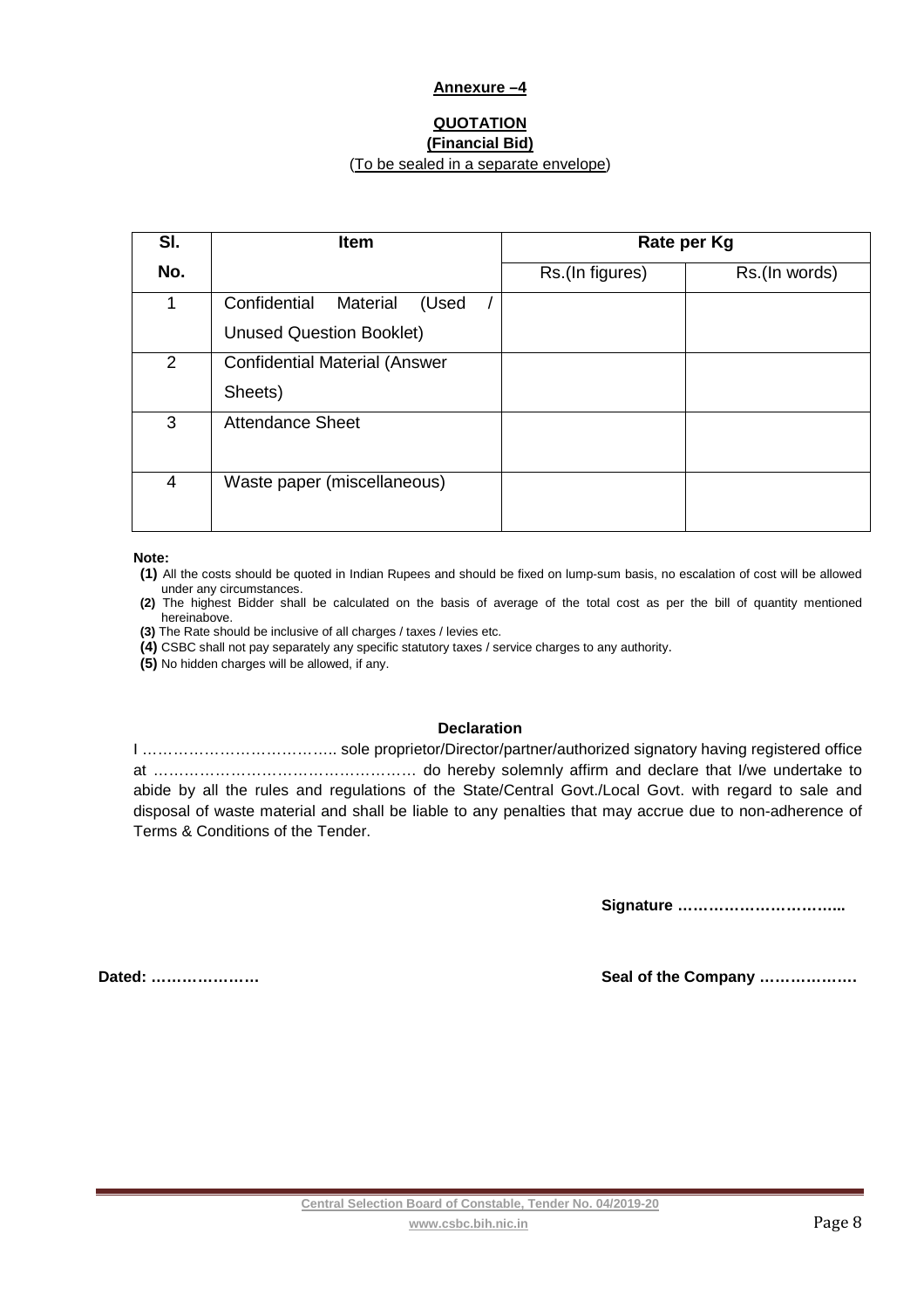**Annexure –4**

**QUOTATION**

**(Financial Bid)**

(To be sealed in a separate envelope)

| Sl. No. | Item | Rate per Kg | |
|---|---|---|---|
| | | Rs.(In figures) | Rs.(In words) |
| 1 | Confidential Material (Used / Unused Question Booklet) | | |
| 2 | Confidential Material (Answer Sheets) | | |
| 3 | Attendance Sheet | | |
| 4 | Waste paper (miscellaneous) | | |

**Note:**

**(1)** All the costs should be quoted in Indian Rupees and should be fixed on lump-sum basis, no escalation of cost will be allowed under any circumstances.

**(2)** The highest Bidder shall be calculated on the basis of average of the total cost as per the bill of quantity mentioned hereinabove.

**(3)** The Rate should be inclusive of all charges / taxes / levies etc.

**(4)** CSBC shall not pay separately any specific statutory taxes / service charges to any authority.

**(5)** No hidden charges will be allowed, if any.

**Declaration**

I ……………………………….. sole proprietor/Director/partner/authorized signatory having registered office at …………………………………………. do hereby solemnly affirm and declare that I/we undertake to abide by all the rules and regulations of the State/Central Govt./Local Govt. with regard to sale and disposal of waste material and shall be liable to any penalties that may accrue due to non-adherence of Terms & Conditions of the Tender.

**Signature …………………………...**

**Dated: …………………**

**Seal of the Company ……………….**